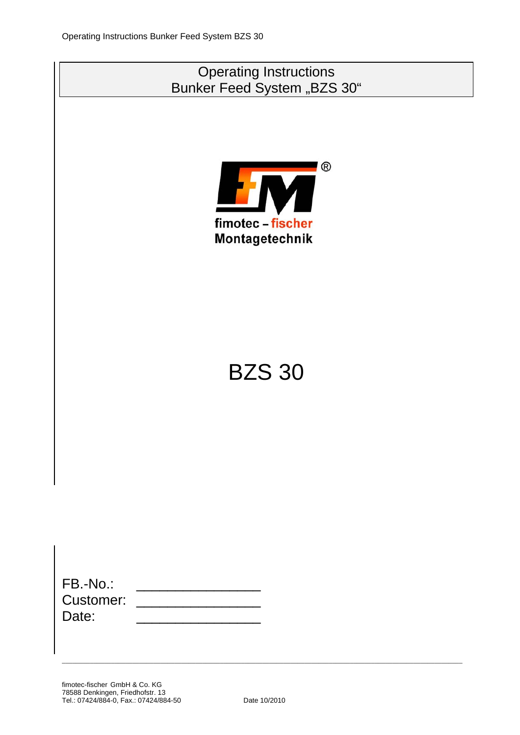# Operating Instructions
# Bunker Feed System „BZS 30"

fimotec – fischer
Montagetechnik

# BZS 30

FB.-No.: _______________
Customer: _______________
Date: _______________

fimotec-fischer GmbH & Co. KG
78588 Denkingen, Friedhofstr. 13
Tel.: 07424/884-0, Fax.: 07424/884-50

Date 10/2010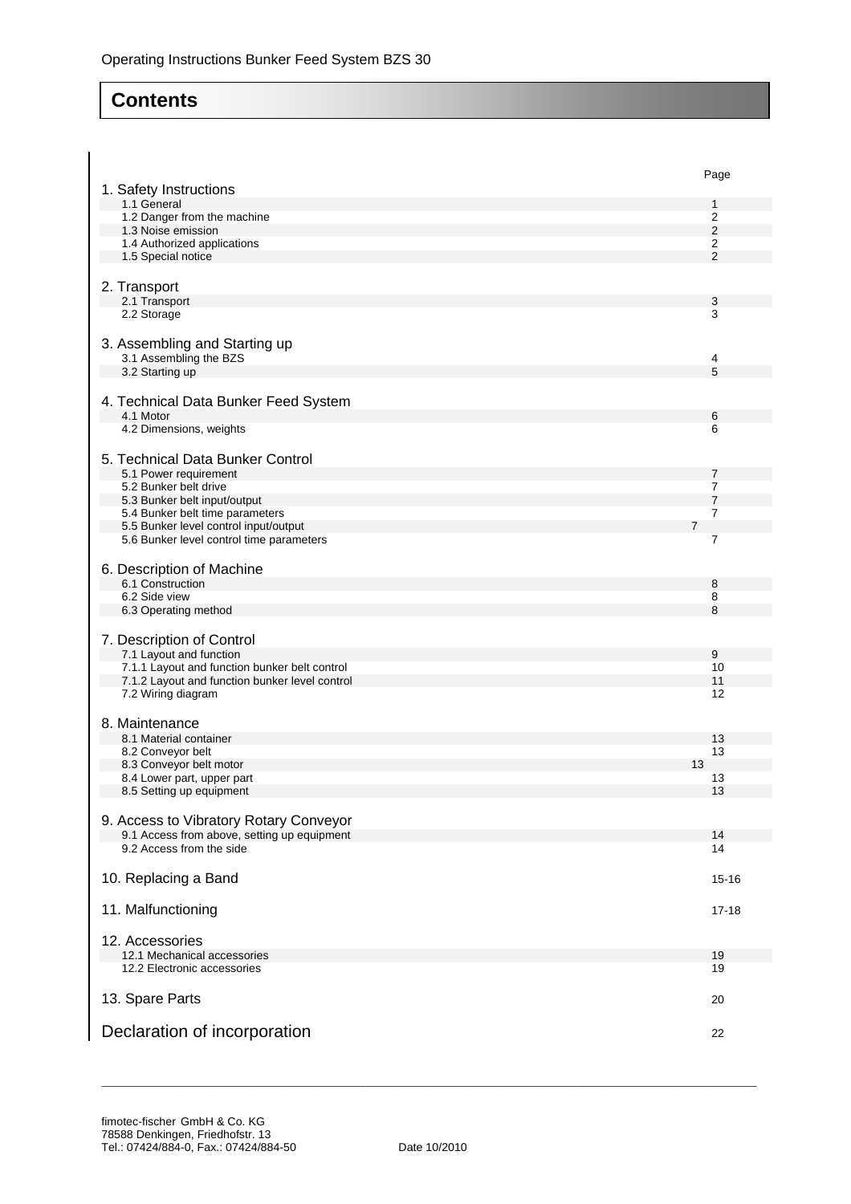# Contents

| | Page |
|---|---|
| **1. Safety Instructions** | |
| 1.1 General | 1 |
| 1.2 Danger from the machine | 2 |
| 1.3 Noise emission | 2 |
| 1.4 Authorized applications | 2 |
| 1.5 Special notice | 2 |
| **2. Transport** | |
| 2.1 Transport | 3 |
| 2.2 Storage | 3 |
| **3. Assembling and Starting up** | |
| 3.1 Assembling the BZS | 4 |
| 3.2 Starting up | 5 |
| **4. Technical Data Bunker Feed System** | |
| 4.1 Motor | 6 |
| 4.2 Dimensions, weights | 6 |
| **5. Technical Data Bunker Control** | |
| 5.1 Power requirement | 7 |
| 5.2 Bunker belt drive | 7 |
| 5.3 Bunker belt input/output | 7 |
| 5.4 Bunker belt time parameters | 7 |
| 5.5 Bunker level control input/output | 7 |
| 5.6 Bunker level control time parameters | 7 |
| **6. Description of Machine** | |
| 6.1 Construction | 8 |
| 6.2 Side view | 8 |
| 6.3 Operating method | 8 |
| **7. Description of Control** | |
| 7.1 Layout and function | 9 |
| 7.1.1 Layout and function bunker belt control | 10 |
| 7.1.2 Layout and function bunker level control | 11 |
| 7.2 Wiring diagram | 12 |
| **8. Maintenance** | |
| 8.1 Material container | 13 |
| 8.2 Conveyor belt | 13 |
| 8.3 Conveyor belt motor | 13 |
| 8.4 Lower part, upper part | 13 |
| 8.5 Setting up equipment | 13 |
| **9. Access to Vibratory Rotary Conveyor** | |
| 9.1 Access from above, setting up equipment | 14 |
| 9.2 Access from the side | 14 |
| **10. Replacing a Band** | 15-16 |
| **11. Malfunctioning** | 17-18 |
| **12. Accessories** | |
| 12.1 Mechanical accessories | 19 |
| 12.2 Electronic accessories | 19 |
| **13. Spare Parts** | 20 |
| **Declaration of incorporation** | 22 |

fimotec-fischer GmbH & Co. KG
78588 Denkingen, Friedhofstr. 13
Tel.: 07424/884-0, Fax.: 07424/884-50

Date 10/2010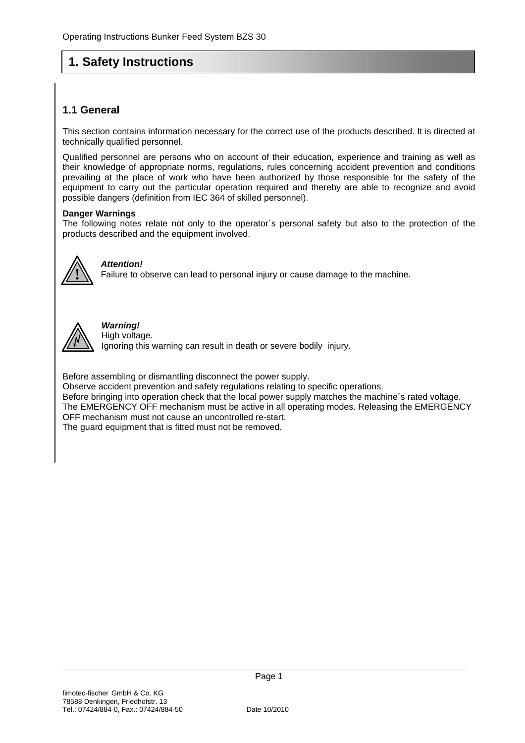# 1. Safety Instructions

## 1.1 General

This section contains information necessary for the correct use of the products described. It is directed at technically qualified personnel.

Qualified personnel are persons who on account of their education, experience and training as well as their knowledge of appropriate norms, regulations, rules concerning accident prevention and conditions prevailing at the place of work who have been authorized by those responsible for the safety of the equipment to carry out the particular operation required and thereby are able to recognize and avoid possible dangers (definition from IEC 364 of skilled personnel).

**Danger Warnings**
The following notes relate not only to the operator´s personal safety but also to the protection of the products described and the equipment involved.

***Attention!***
Failure to observe can lead to personal injury or cause damage to the machine.

***Warning!***
High voltage.
Ignoring this warning can result in death or severe bodily injury.

Before assembling or dismantling disconnect the power supply.
Observe accident prevention and safety regulations relating to specific operations.
Before bringing into operation check that the local power supply matches the machine´s rated voltage.
The EMERGENCY OFF mechanism must be active in all operating modes. Releasing the EMERGENCY OFF mechanism must not cause an uncontrolled re-start.
The guard equipment that is fitted must not be removed.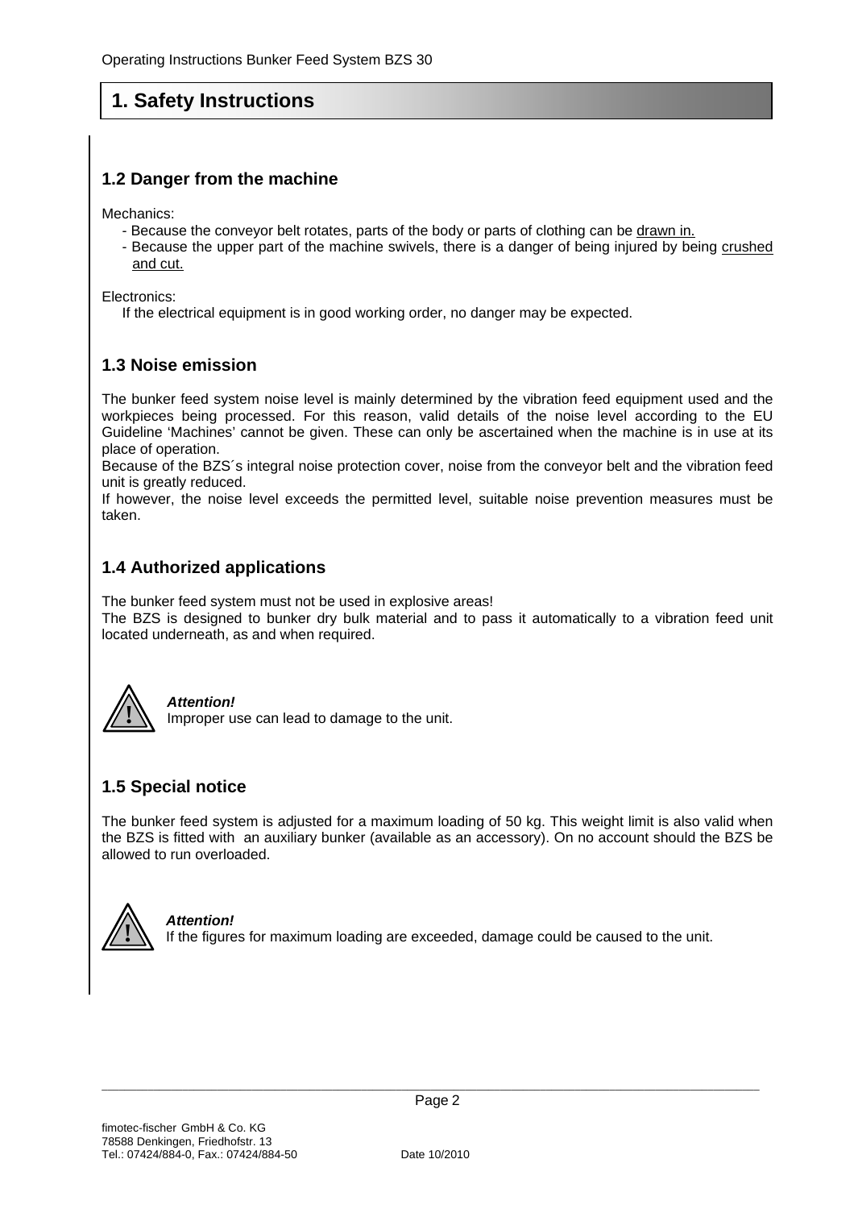# 1. Safety Instructions

## 1.2 Danger from the machine

Mechanics:

- Because the conveyor belt rotates, parts of the body or parts of clothing can be drawn in.
- Because the upper part of the machine swivels, there is a danger of being injured by being crushed and cut.

Electronics:

If the electrical equipment is in good working order, no danger may be expected.

## 1.3 Noise emission

The bunker feed system noise level is mainly determined by the vibration feed equipment used and the workpieces being processed. For this reason, valid details of the noise level according to the EU Guideline 'Machines' cannot be given. These can only be ascertained when the machine is in use at its place of operation.
Because of the BZS´s integral noise protection cover, noise from the conveyor belt and the vibration feed unit is greatly reduced.
If however, the noise level exceeds the permitted level, suitable noise prevention measures must be taken.

## 1.4 Authorized applications

The bunker feed system must not be used in explosive areas!
The BZS is designed to bunker dry bulk material and to pass it automatically to a vibration feed unit located underneath, as and when required.

***Attention!***
Improper use can lead to damage to the unit.

## 1.5 Special notice

The bunker feed system is adjusted for a maximum loading of 50 kg. This weight limit is also valid when the BZS is fitted with an auxiliary bunker (available as an accessory). On no account should the BZS be allowed to run overloaded.

***Attention!***
If the figures for maximum loading are exceeded, damage could be caused to the unit.

fimotec-fischer GmbH & Co. KG
78588 Denkingen, Friedhofstr. 13
Tel.: 07424/884-0, Fax.: 07424/884-50 Date 10/2010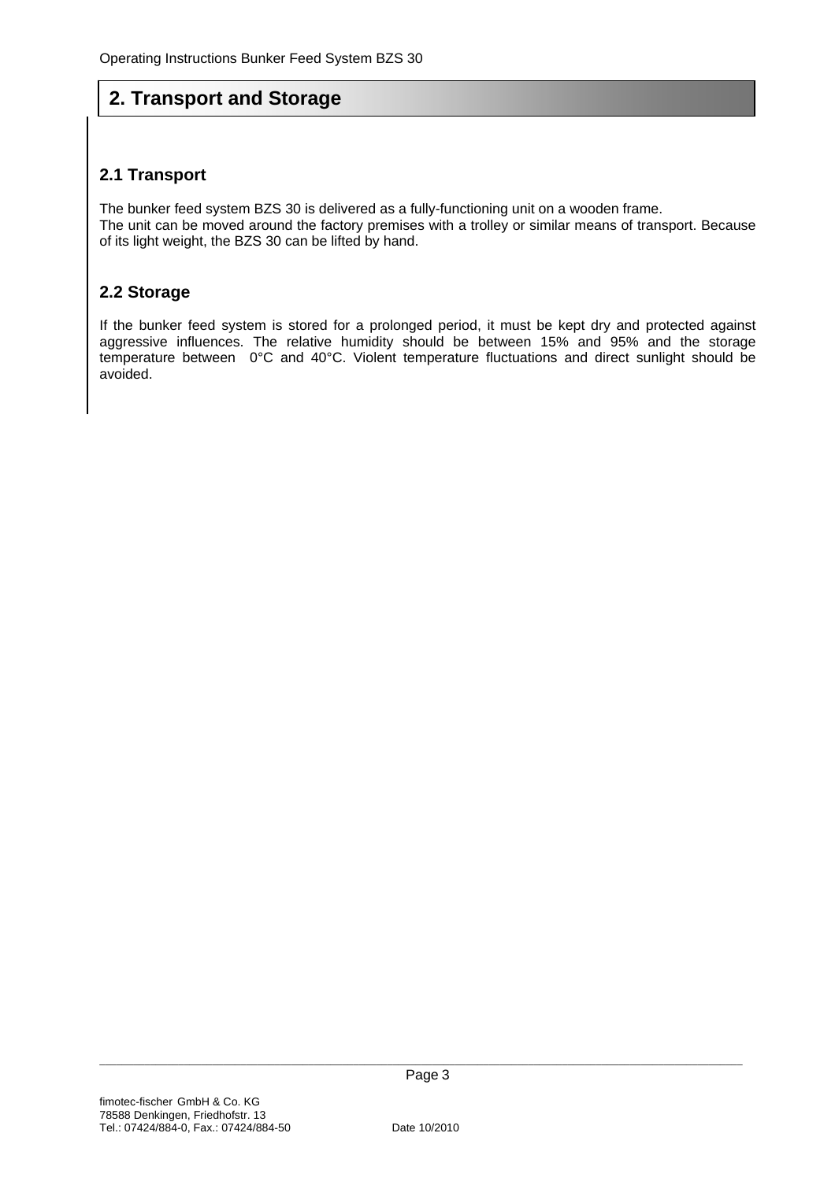## 2. Transport and Storage

### 2.1 Transport

The bunker feed system BZS 30 is delivered as a fully-functioning unit on a wooden frame.
The unit can be moved around the factory premises with a trolley or similar means of transport. Because of its light weight, the BZS 30 can be lifted by hand.

### 2.2 Storage

If the bunker feed system is stored for a prolonged period, it must be kept dry and protected against aggressive influences. The relative humidity should be between 15% and 95% and the storage temperature between 0°C and 40°C. Violent temperature fluctuations and direct sunlight should be avoided.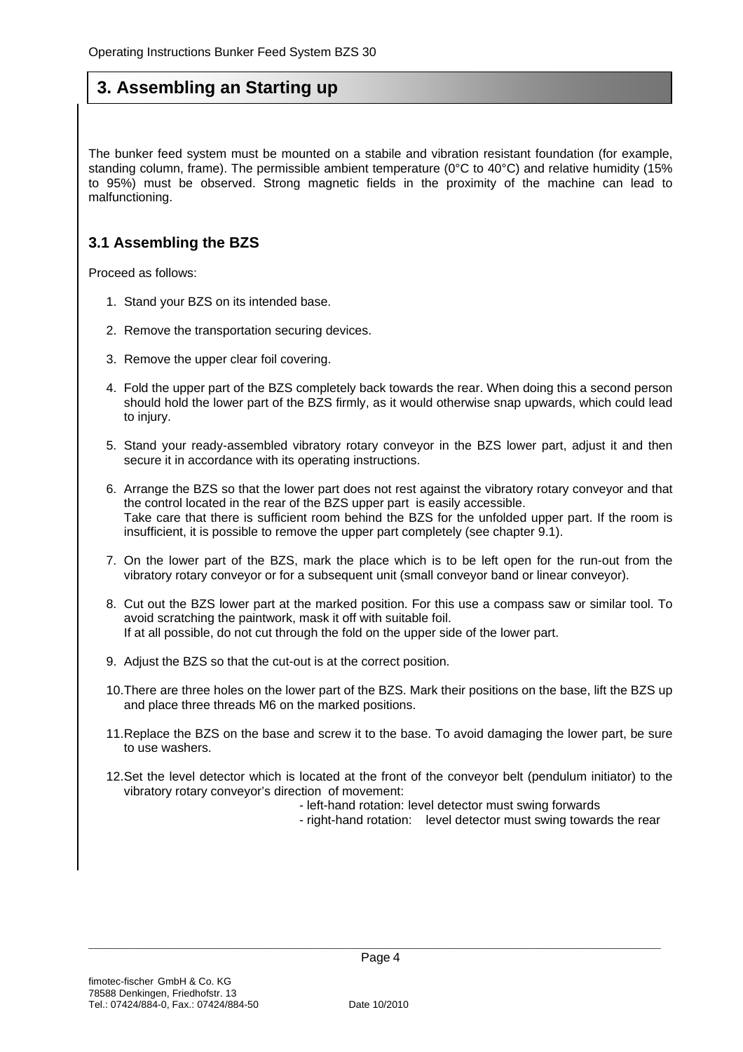# 3. Assembling an Starting up

The bunker feed system must be mounted on a stabile and vibration resistant foundation (for example, standing column, frame). The permissible ambient temperature (0°C to 40°C) and relative humidity (15% to 95%) must be observed. Strong magnetic fields in the proximity of the machine can lead to malfunctioning.

## 3.1 Assembling the BZS

Proceed as follows:

1. Stand your BZS on its intended base.
2. Remove the transportation securing devices.
3. Remove the upper clear foil covering.
4. Fold the upper part of the BZS completely back towards the rear. When doing this a second person should hold the lower part of the BZS firmly, as it would otherwise snap upwards, which could lead to injury.
5. Stand your ready-assembled vibratory rotary conveyor in the BZS lower part, adjust it and then secure it in accordance with its operating instructions.
6. Arrange the BZS so that the lower part does not rest against the vibratory rotary conveyor and that the control located in the rear of the BZS upper part is easily accessible.
   Take care that there is sufficient room behind the BZS for the unfolded upper part. If the room is insufficient, it is possible to remove the upper part completely (see chapter 9.1).
7. On the lower part of the BZS, mark the place which is to be left open for the run-out from the vibratory rotary conveyor or for a subsequent unit (small conveyor band or linear conveyor).
8. Cut out the BZS lower part at the marked position. For this use a compass saw or similar tool. To avoid scratching the paintwork, mask it off with suitable foil.
   If at all possible, do not cut through the fold on the upper side of the lower part.
9. Adjust the BZS so that the cut-out is at the correct position.
10. There are three holes on the lower part of the BZS. Mark their positions on the base, lift the BZS up and place three threads M6 on the marked positions.
11. Replace the BZS on the base and screw it to the base. To avoid damaging the lower part, be sure to use washers.
12. Set the level detector which is located at the front of the conveyor belt (pendulum initiator) to the vibratory rotary conveyor's direction of movement:
    - left-hand rotation: level detector must swing forwards
    - right-hand rotation: level detector must swing towards the rear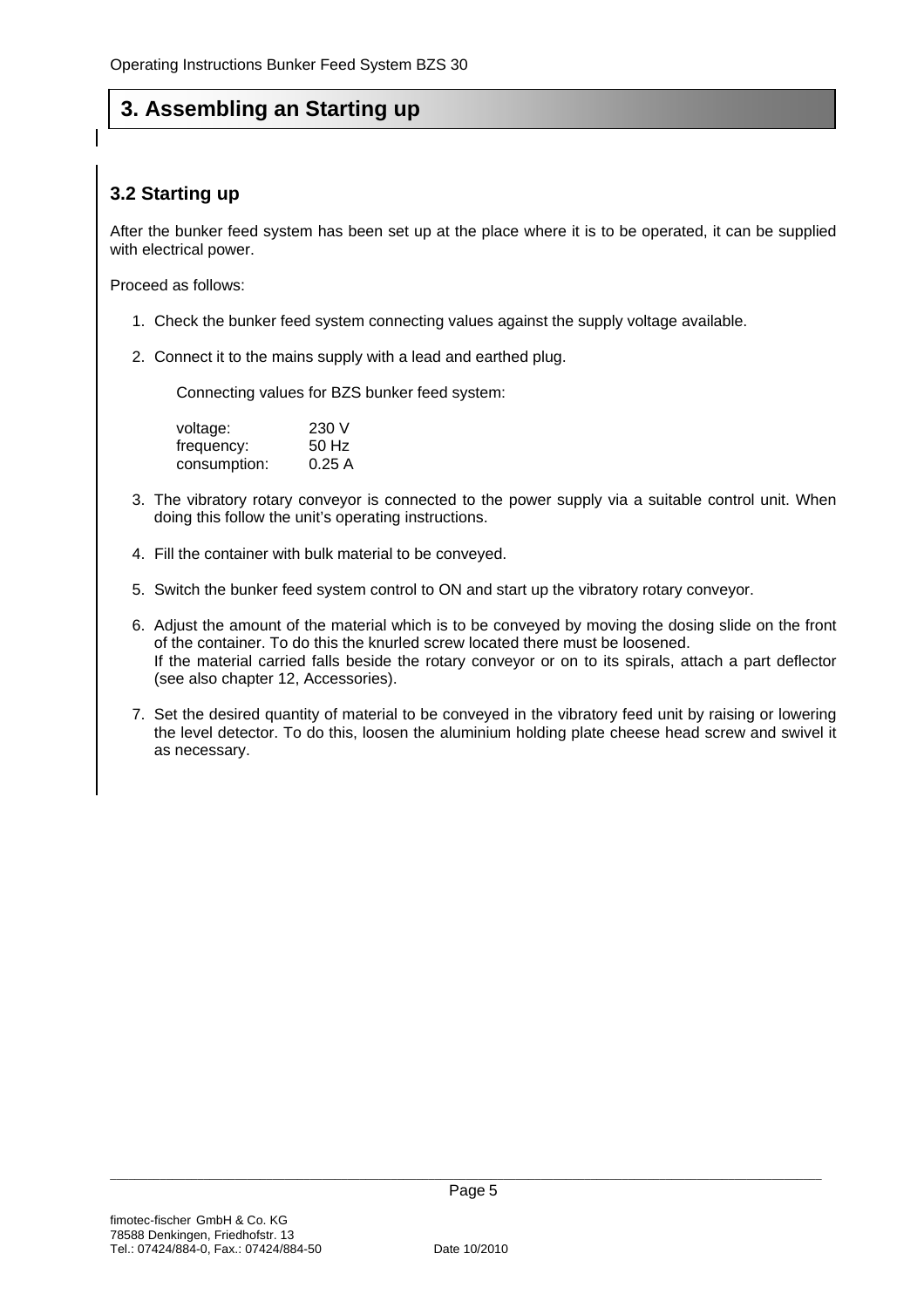# 3. Assembling an Starting up

## 3.2 Starting up

After the bunker feed system has been set up at the place where it is to be operated, it can be supplied with electrical power.

Proceed as follows:

1. Check the bunker feed system connecting values against the supply voltage available.

2. Connect it to the mains supply with a lead and earthed plug.

   Connecting values for BZS bunker feed system:

   | | |
   |---|---|
   | voltage: | 230 V |
   | frequency: | 50 Hz |
   | consumption: | 0.25 A |

3. The vibratory rotary conveyor is connected to the power supply via a suitable control unit. When doing this follow the unit's operating instructions.

4. Fill the container with bulk material to be conveyed.

5. Switch the bunker feed system control to ON and start up the vibratory rotary conveyor.

6. Adjust the amount of the material which is to be conveyed by moving the dosing slide on the front of the container. To do this the knurled screw located there must be loosened.
   If the material carried falls beside the rotary conveyor or on to its spirals, attach a part deflector (see also chapter 12, Accessories).

7. Set the desired quantity of material to be conveyed in the vibratory feed unit by raising or lowering the level detector. To do this, loosen the aluminium holding plate cheese head screw and swivel it as necessary.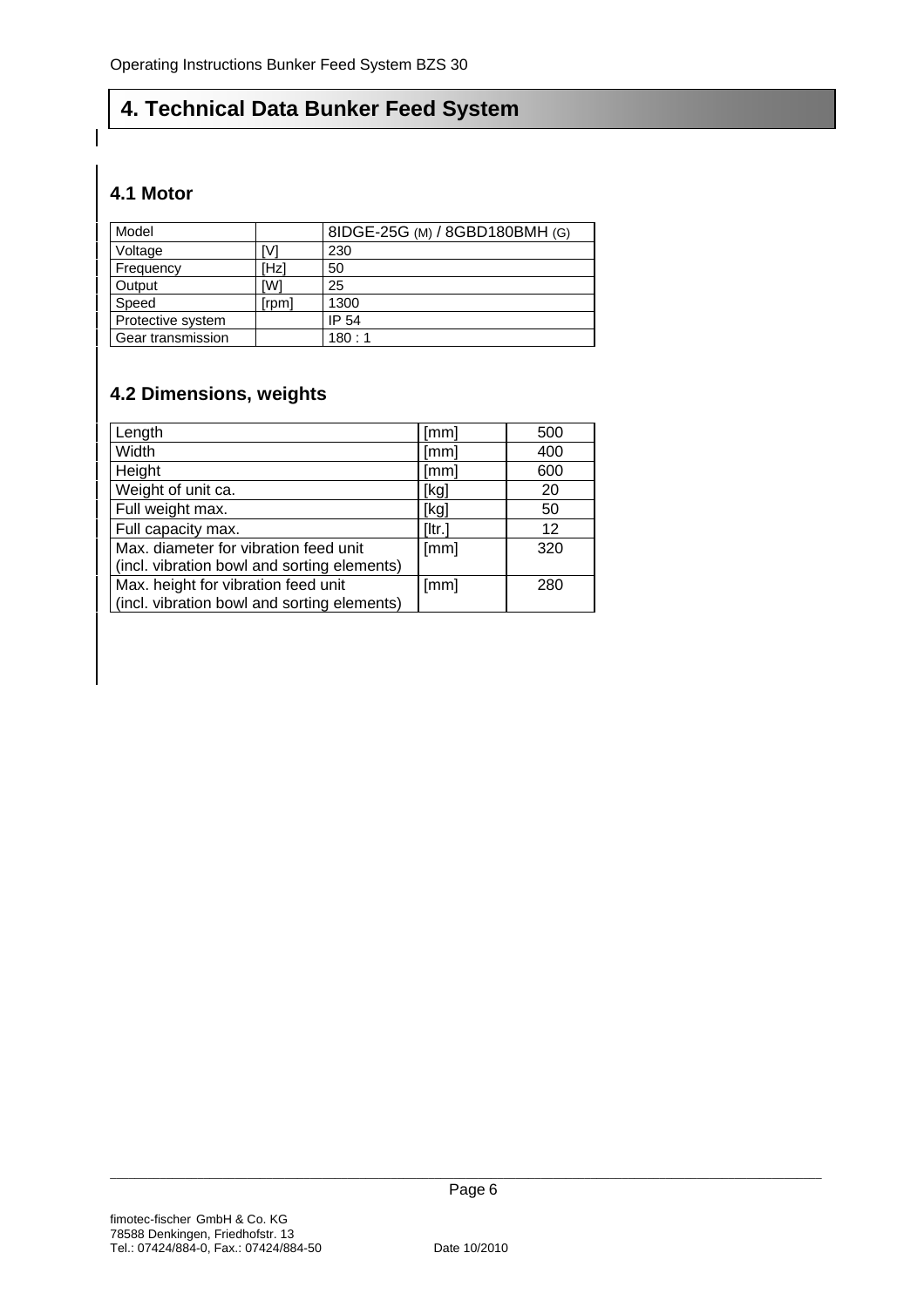# 4. Technical Data Bunker Feed System

## 4.1 Motor

| Model | | 8IDGE-25G (M) / 8GBD180BMH (G) |
|---|---|---|
| Voltage | [V] | 230 |
| Frequency | [Hz] | 50 |
| Output | [W] | 25 |
| Speed | [rpm] | 1300 |
| Protective system | | IP 54 |
| Gear transmission | | 180 : 1 |

## 4.2 Dimensions, weights

| Length | [mm] | 500 |
|---|---|---|
| Width | [mm] | 400 |
| Height | [mm] | 600 |
| Weight of unit ca. | [kg] | 20 |
| Full weight max. | [kg] | 50 |
| Full capacity max. | [ltr.] | 12 |
| Max. diameter for vibration feed unit (incl. vibration bowl and sorting elements) | [mm] | 320 |
| Max. height for vibration feed unit (incl. vibration bowl and sorting elements) | [mm] | 280 |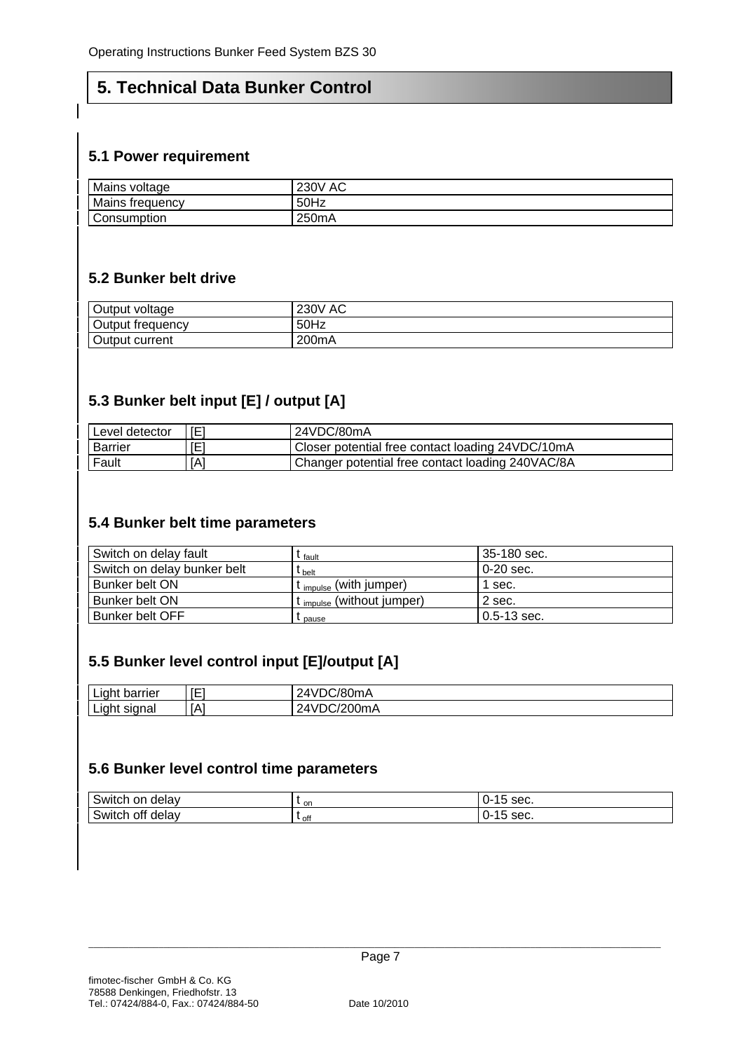## 5. Technical Data Bunker Control

### 5.1 Power requirement

| | |
|---|---|
| Mains voltage | 230V AC |
| Mains frequency | 50Hz |
| Consumption | 250mA |

### 5.2 Bunker belt drive

| | |
|---|---|
| Output voltage | 230V AC |
| Output frequency | 50Hz |
| Output current | 200mA |

### 5.3 Bunker belt input [E] / output [A]

| | | |
|---|---|---|
| Level detector | [E] | 24VDC/80mA |
| Barrier | [E] | Closer potential free contact loading 24VDC/10mA |
| Fault | [A] | Changer potential free contact loading 240VAC/8A |

### 5.4 Bunker belt time parameters

| | | |
|---|---|---|
| Switch on delay fault | $t_{fault}$ | 35-180 sec. |
| Switch on delay bunker belt | $t_{belt}$ | 0-20 sec. |
| Bunker belt ON | $t_{impulse}$ (with jumper) | 1 sec. |
| Bunker belt ON | $t_{impulse}$ (without jumper) | 2 sec. |
| Bunker belt OFF | $t_{pause}$ | 0.5-13 sec. |

### 5.5 Bunker level control input [E]/output [A]

| | | |
|---|---|---|
| Light barrier | [E] | 24VDC/80mA |
| Light signal | [A] | 24VDC/200mA |

### 5.6 Bunker level control time parameters

| | | |
|---|---|---|
| Switch on delay | $t_{on}$ | 0-15 sec. |
| Switch off delay | $t_{off}$ | 0-15 sec. |

fimotec-fischer GmbH & Co. KG
78588 Denkingen, Friedhofstr. 13
Tel.: 07424/884-0, Fax.: 07424/884-50 Date 10/2010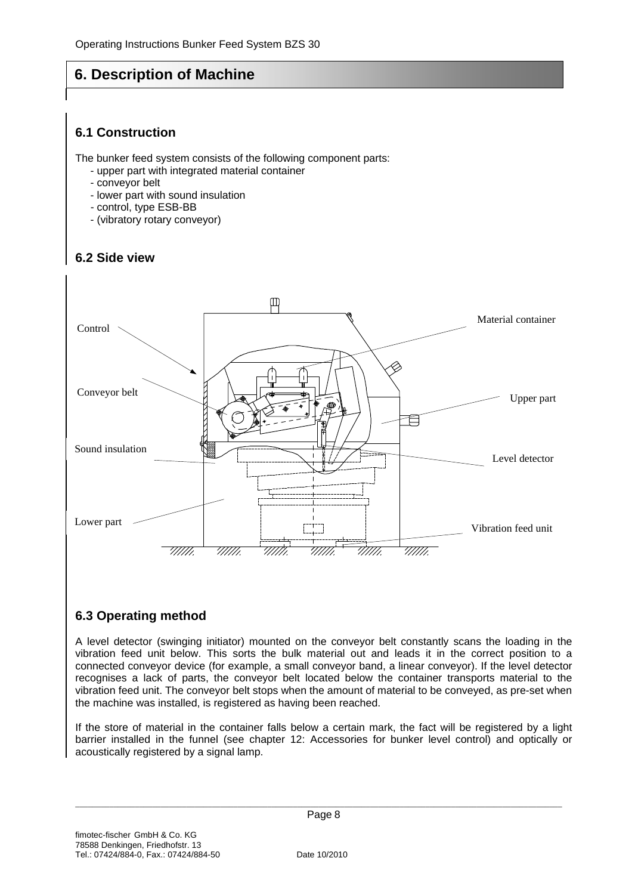# 6. Description of Machine

## 6.1 Construction

The bunker feed system consists of the following component parts:

- upper part with integrated material container
- conveyor belt
- lower part with sound insulation
- control, type ESB-BB
- (vibratory rotary conveyor)

## 6.2 Side view

Control

Material container

Conveyor belt

Upper part

Sound insulation

Level detector

Lower part

Vibration feed unit

## 6.3 Operating method

A level detector (swinging initiator) mounted on the conveyor belt constantly scans the loading in the vibration feed unit below. This sorts the bulk material out and leads it in the correct position to a connected conveyor device (for example, a small conveyor band, a linear conveyor). If the level detector recognises a lack of parts, the conveyor belt located below the container transports material to the vibration feed unit. The conveyor belt stops when the amount of material to be conveyed, as pre-set when the machine was installed, is registered as having been reached.

If the store of material in the container falls below a certain mark, the fact will be registered by a light barrier installed in the funnel (see chapter 12: Accessories for bunker level control) and optically or acoustically registered by a signal lamp.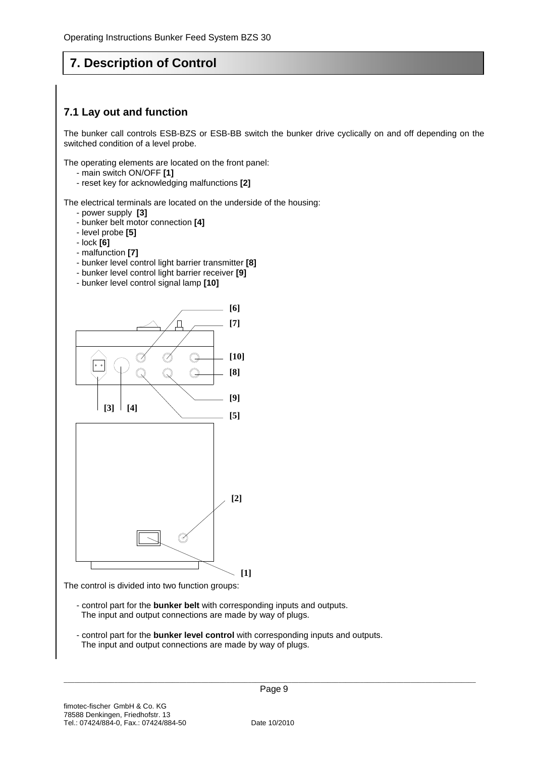# 7. Description of Control

## 7.1 Lay out and function

The bunker call controls ESB-BZS or ESB-BB switch the bunker drive cyclically on and off depending on the switched condition of a level probe.

The operating elements are located on the front panel:

- main switch ON/OFF **[1]**
- reset key for acknowledging malfunctions **[2]**

The electrical terminals are located on the underside of the housing:

- power supply **[3]**
- bunker belt motor connection **[4]**
- level probe **[5]**
- lock **[6]**
- malfunction **[7]**
- bunker level control light barrier transmitter **[8]**
- bunker level control light barrier receiver **[9]**
- bunker level control signal lamp **[10]**

[6] [7] [10] [8] [9] [3] [4] [5] [2] [1]

The control is divided into two function groups:

- control part for the **bunker belt** with corresponding inputs and outputs. The input and output connections are made by way of plugs.
- control part for the **bunker level control** with corresponding inputs and outputs. The input and output connections are made by way of plugs.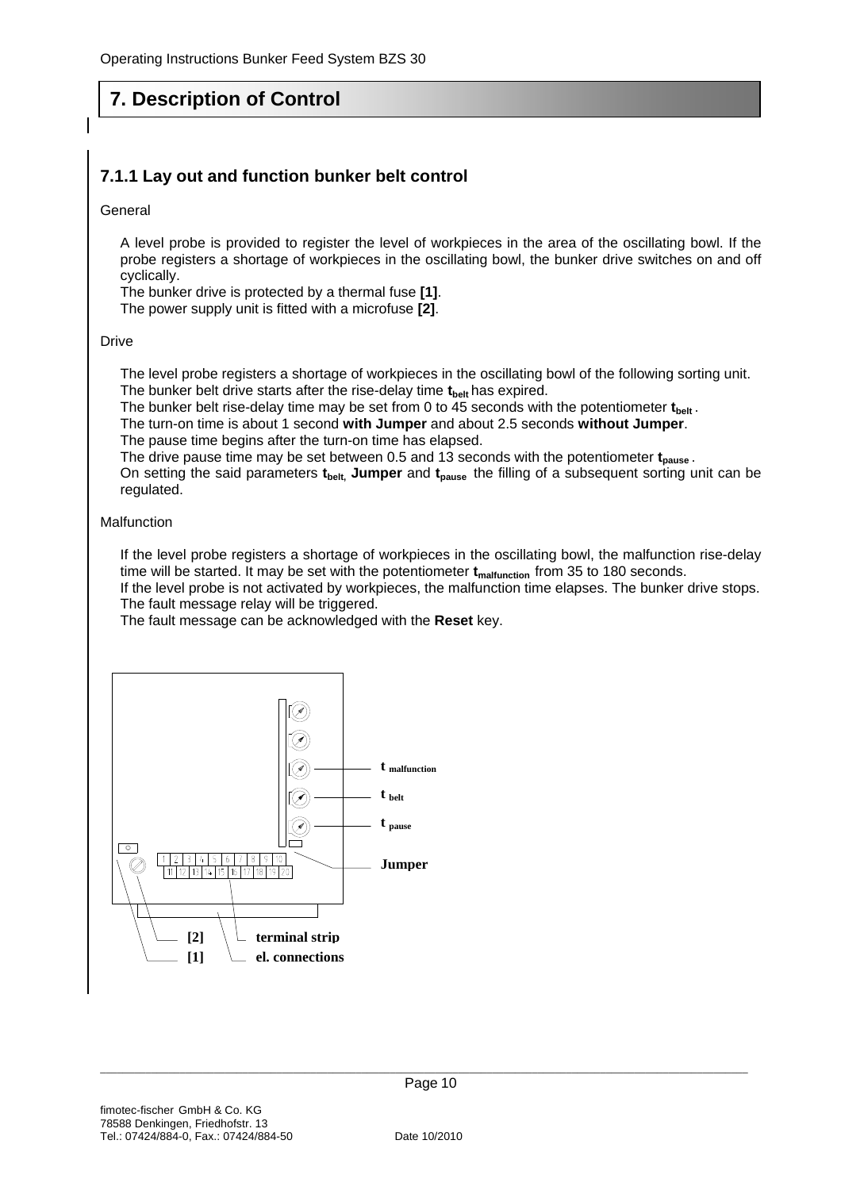# 7. Description of Control

### 7.1.1 Lay out and function bunker belt control

General

A level probe is provided to register the level of workpieces in the area of the oscillating bowl. If the probe registers a shortage of workpieces in the oscillating bowl, the bunker drive switches on and off cyclically.
The bunker drive is protected by a thermal fuse **[1]**.
The power supply unit is fitted with a microfuse **[2]**.

Drive

The level probe registers a shortage of workpieces in the oscillating bowl of the following sorting unit.
The bunker belt drive starts after the rise-delay time $\mathbf{t_{belt}}$ has expired.
The bunker belt rise-delay time may be set from 0 to 45 seconds with the potentiometer $\mathbf{t_{belt}}$ .
The turn-on time is about 1 second **with Jumper** and about 2.5 seconds **without Jumper**.
The pause time begins after the turn-on time has elapsed.
The drive pause time may be set between 0.5 and 13 seconds with the potentiometer $\mathbf{t_{pause}}$ .
On setting the said parameters $\mathbf{t_{belt}}$, **Jumper** and $\mathbf{t_{pause}}$ the filling of a subsequent sorting unit can be regulated.

Malfunction

If the level probe registers a shortage of workpieces in the oscillating bowl, the malfunction rise-delay time will be started. It may be set with the potentiometer $\mathbf{t_{malfunction}}$ from 35 to 180 seconds.
If the level probe is not activated by workpieces, the malfunction time elapses. The bunker drive stops.
The fault message relay will be triggered.
The fault message can be acknowledged with the **Reset** key.

$t_{malfunction}$

$t_{belt}$

$t_{pause}$

Jumper

[2] terminal strip

[1] el. connections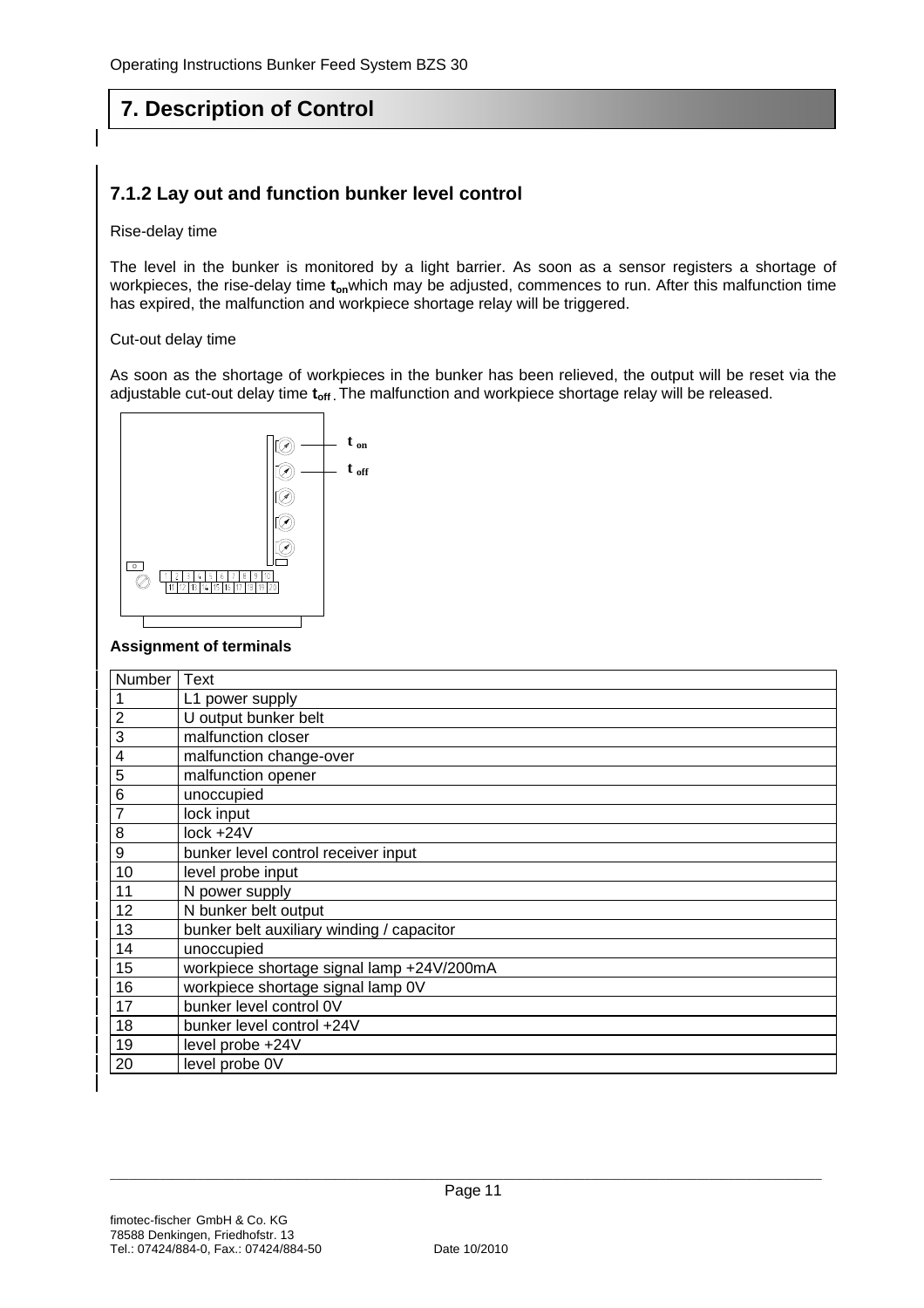## 7. Description of Control

### 7.1.2 Lay out and function bunker level control

Rise-delay time

The level in the bunker is monitored by a light barrier. As soon as a sensor registers a shortage of workpieces, the rise-delay time $t_{on}$ which may be adjusted, commences to run. After this malfunction time has expired, the malfunction and workpiece shortage relay will be triggered.

Cut-out delay time

As soon as the shortage of workpieces in the bunker has been relieved, the output will be reset via the adjustable cut-out delay time $t_{off}$. The malfunction and workpiece shortage relay will be released.

t on

t off

**Assignment of terminals**

| Number | Text |
|---|---|
| 1 | L1 power supply |
| 2 | U output bunker belt |
| 3 | malfunction closer |
| 4 | malfunction change-over |
| 5 | malfunction opener |
| 6 | unoccupied |
| 7 | lock input |
| 8 | lock +24V |
| 9 | bunker level control receiver input |
| 10 | level probe input |
| 11 | N power supply |
| 12 | N bunker belt output |
| 13 | bunker belt auxiliary winding / capacitor |
| 14 | unoccupied |
| 15 | workpiece shortage signal lamp +24V/200mA |
| 16 | workpiece shortage signal lamp 0V |
| 17 | bunker level control 0V |
| 18 | bunker level control +24V |
| 19 | level probe +24V |
| 20 | level probe 0V |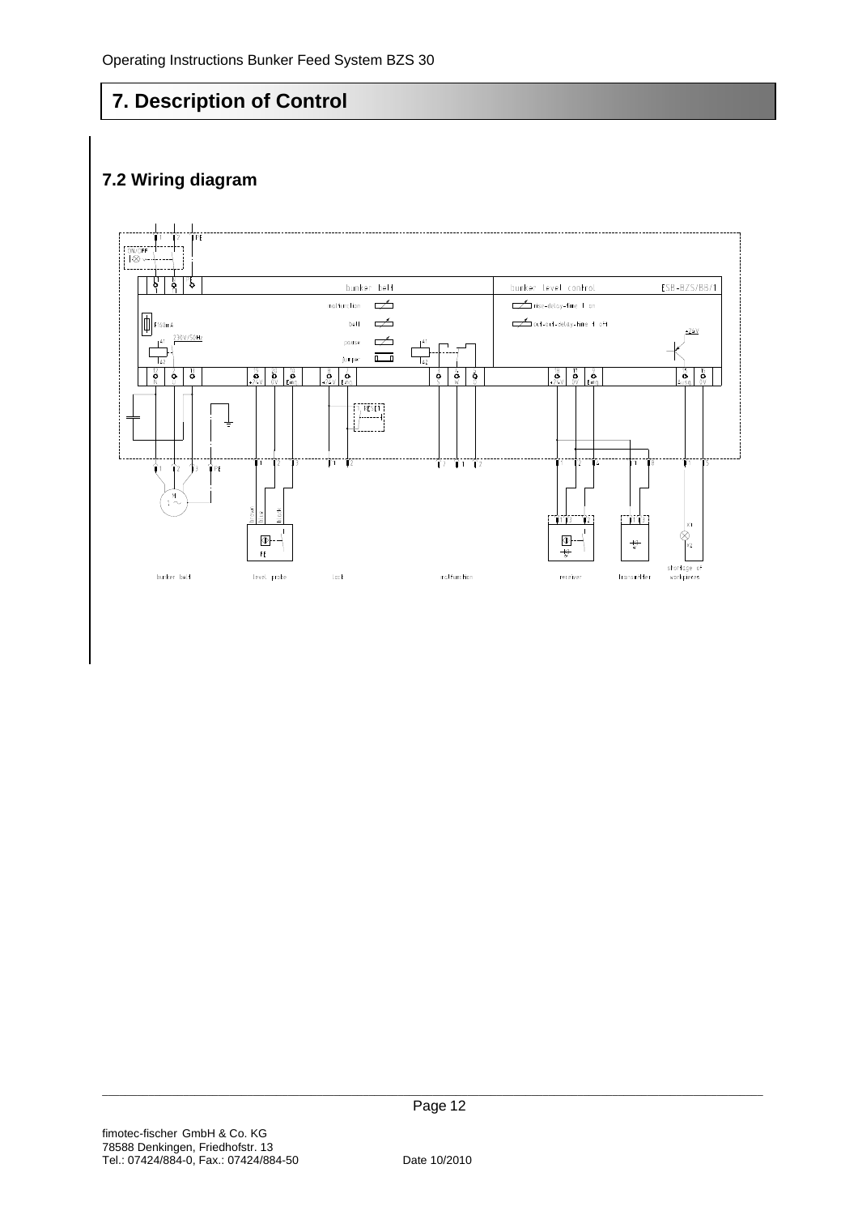# 7. Description of Control

## 7.2 Wiring diagram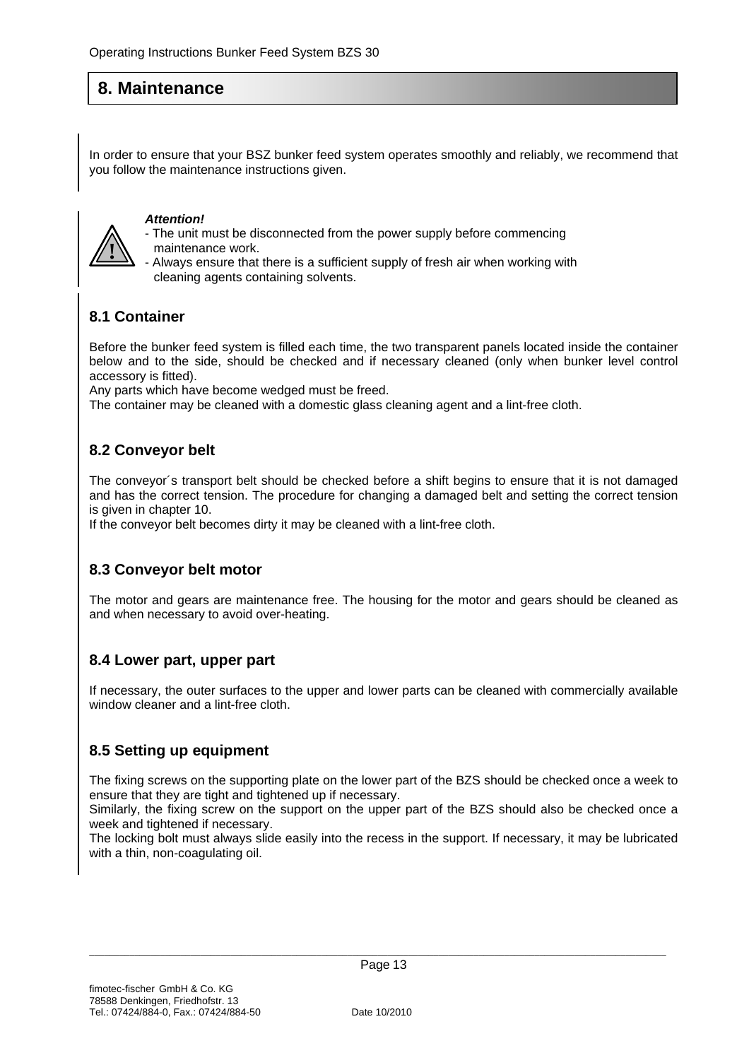## 8. Maintenance

In order to ensure that your BSZ bunker feed system operates smoothly and reliably, we recommend that you follow the maintenance instructions given.

***Attention!***
- The unit must be disconnected from the power supply before commencing maintenance work.
- Always ensure that there is a sufficient supply of fresh air when working with cleaning agents containing solvents.

### 8.1 Container

Before the bunker feed system is filled each time, the two transparent panels located inside the container below and to the side, should be checked and if necessary cleaned (only when bunker level control accessory is fitted).
Any parts which have become wedged must be freed.
The container may be cleaned with a domestic glass cleaning agent and a lint-free cloth.

### 8.2 Conveyor belt

The conveyor´s transport belt should be checked before a shift begins to ensure that it is not damaged and has the correct tension. The procedure for changing a damaged belt and setting the correct tension is given in chapter 10.
If the conveyor belt becomes dirty it may be cleaned with a lint-free cloth.

### 8.3 Conveyor belt motor

The motor and gears are maintenance free. The housing for the motor and gears should be cleaned as and when necessary to avoid over-heating.

### 8.4 Lower part, upper part

If necessary, the outer surfaces to the upper and lower parts can be cleaned with commercially available window cleaner and a lint-free cloth.

### 8.5 Setting up equipment

The fixing screws on the supporting plate on the lower part of the BZS should be checked once a week to ensure that they are tight and tightened up if necessary.
Similarly, the fixing screw on the support on the upper part of the BZS should also be checked once a week and tightened if necessary.
The locking bolt must always slide easily into the recess in the support. If necessary, it may be lubricated with a thin, non-coagulating oil.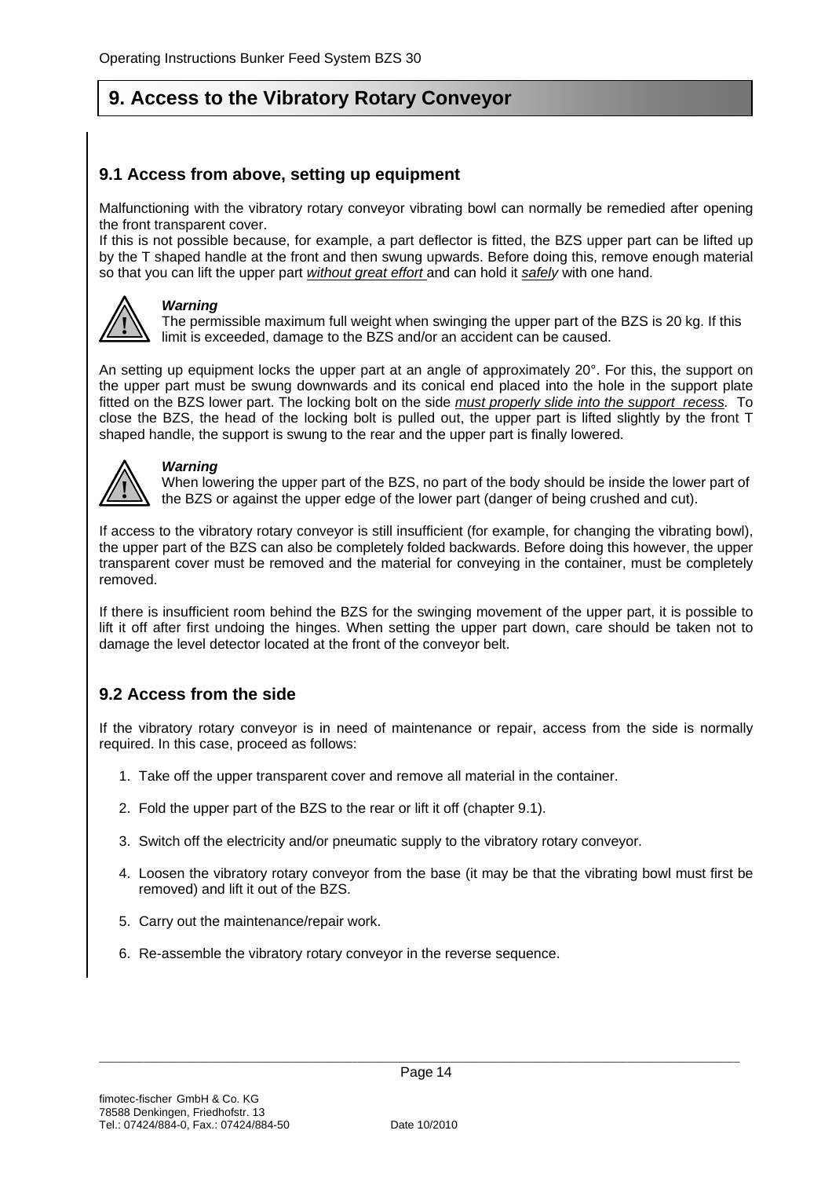# 9. Access to the Vibratory Rotary Conveyor

## 9.1 Access from above, setting up equipment

Malfunctioning with the vibratory rotary conveyor vibrating bowl can normally be remedied after opening the front transparent cover.
If this is not possible because, for example, a part deflector is fitted, the BZS upper part can be lifted up by the T shaped handle at the front and then swung upwards. Before doing this, remove enough material so that you can lift the upper part *without great effort* and can hold it *safely* with one hand.

> **Warning**
> The permissible maximum full weight when swinging the upper part of the BZS is 20 kg. If this limit is exceeded, damage to the BZS and/or an accident can be caused.

An setting up equipment locks the upper part at an angle of approximately 20°. For this, the support on the upper part must be swung downwards and its conical end placed into the hole in the support plate fitted on the BZS lower part. The locking bolt on the side *must properly slide into the support recess.* To close the BZS, the head of the locking bolt is pulled out, the upper part is lifted slightly by the front T shaped handle, the support is swung to the rear and the upper part is finally lowered.

> **Warning**
> When lowering the upper part of the BZS, no part of the body should be inside the lower part of the BZS or against the upper edge of the lower part (danger of being crushed and cut).

If access to the vibratory rotary conveyor is still insufficient (for example, for changing the vibrating bowl), the upper part of the BZS can also be completely folded backwards. Before doing this however, the upper transparent cover must be removed and the material for conveying in the container, must be completely removed.

If there is insufficient room behind the BZS for the swinging movement of the upper part, it is possible to lift it off after first undoing the hinges. When setting the upper part down, care should be taken not to damage the level detector located at the front of the conveyor belt.

## 9.2 Access from the side

If the vibratory rotary conveyor is in need of maintenance or repair, access from the side is normally required. In this case, proceed as follows:

1. Take off the upper transparent cover and remove all material in the container.
2. Fold the upper part of the BZS to the rear or lift it off (chapter 9.1).
3. Switch off the electricity and/or pneumatic supply to the vibratory rotary conveyor.
4. Loosen the vibratory rotary conveyor from the base (it may be that the vibrating bowl must first be removed) and lift it out of the BZS.
5. Carry out the maintenance/repair work.
6. Re-assemble the vibratory rotary conveyor in the reverse sequence.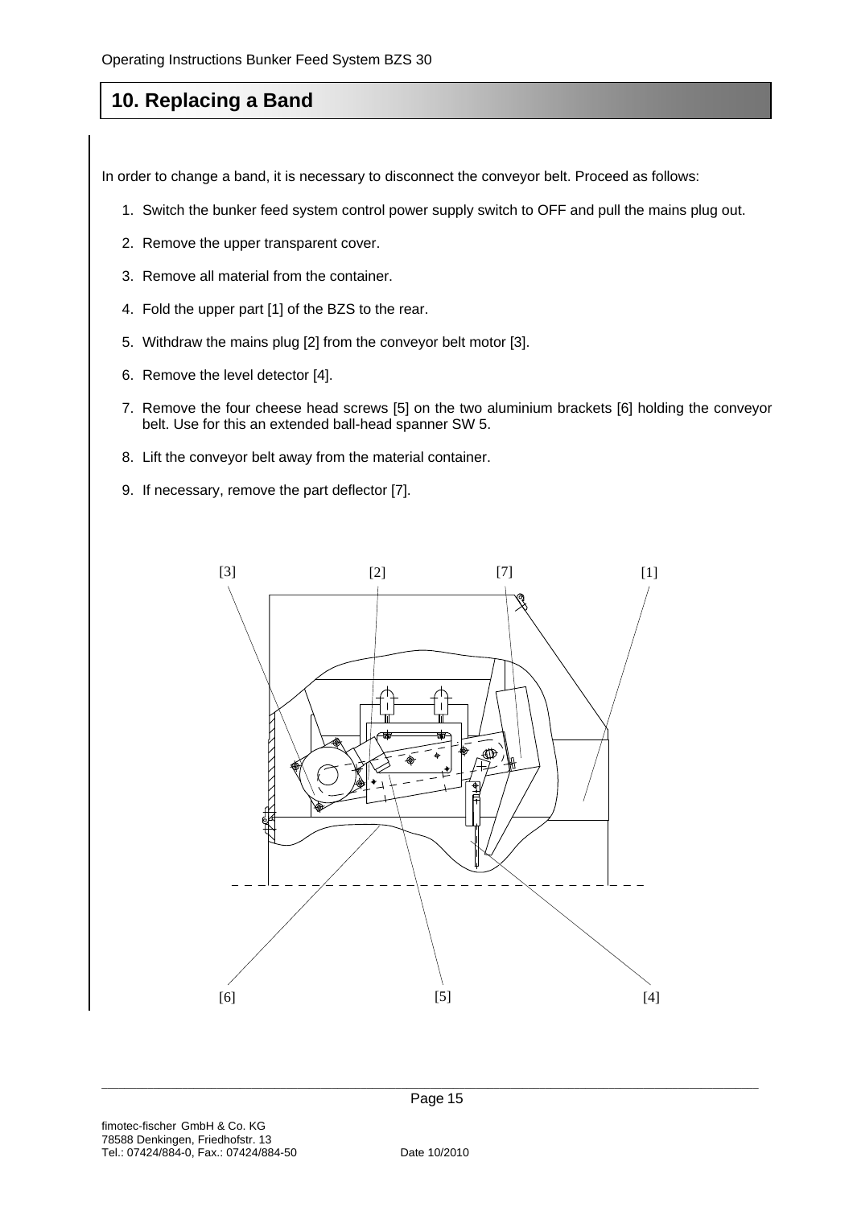# 10. Replacing a Band

In order to change a band, it is necessary to disconnect the conveyor belt. Proceed as follows:

1. Switch the bunker feed system control power supply switch to OFF and pull the mains plug out.
2. Remove the upper transparent cover.
3. Remove all material from the container.
4. Fold the upper part [1] of the BZS to the rear.
5. Withdraw the mains plug [2] from the conveyor belt motor [3].
6. Remove the level detector [4].
7. Remove the four cheese head screws [5] on the two aluminium brackets [6] holding the conveyor belt. Use for this an extended ball-head spanner SW 5.
8. Lift the conveyor belt away from the material container.
9. If necessary, remove the part deflector [7].

[3] [2] [7] [1]

[6] [5] [4]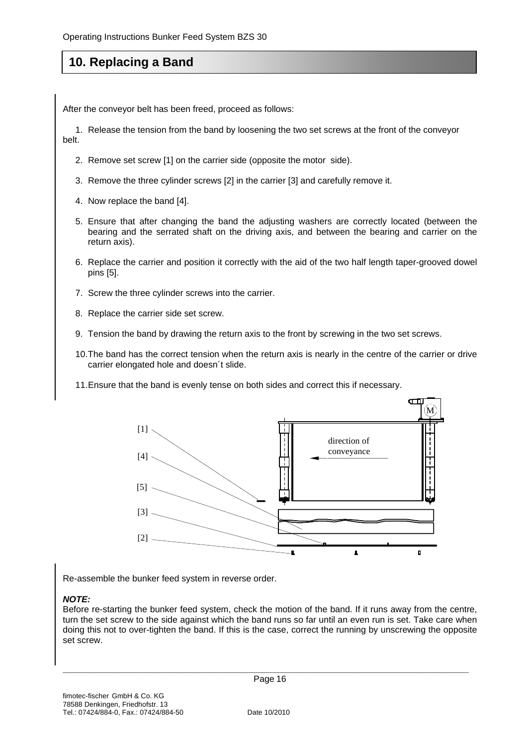## 10. Replacing a Band

After the conveyor belt has been freed, proceed as follows:

1. Release the tension from the band by loosening the two set screws at the front of the conveyor belt.
2. Remove set screw [1] on the carrier side (opposite the motor side).
3. Remove the three cylinder screws [2] in the carrier [3] and carefully remove it.
4. Now replace the band [4].
5. Ensure that after changing the band the adjusting washers are correctly located (between the bearing and the serrated shaft on the driving axis, and between the bearing and carrier on the return axis).
6. Replace the carrier and position it correctly with the aid of the two half length taper-grooved dowel pins [5].
7. Screw the three cylinder screws into the carrier.
8. Replace the carrier side set screw.
9. Tension the band by drawing the return axis to the front by screwing in the two set screws.
10. The band has the correct tension when the return axis is nearly in the centre of the carrier or drive carrier elongated hole and doesn´t slide.
11. Ensure that the band is evenly tense on both sides and correct this if necessary.

[1]

[4]

[5]

[3]

[2]

direction of conveyance

M

Re-assemble the bunker feed system in reverse order.

***NOTE:***
Before re-starting the bunker feed system, check the motion of the band. If it runs away from the centre, turn the set screw to the side against which the band runs so far until an even run is set. Take care when doing this not to over-tighten the band. If this is the case, correct the running by unscrewing the opposite set screw.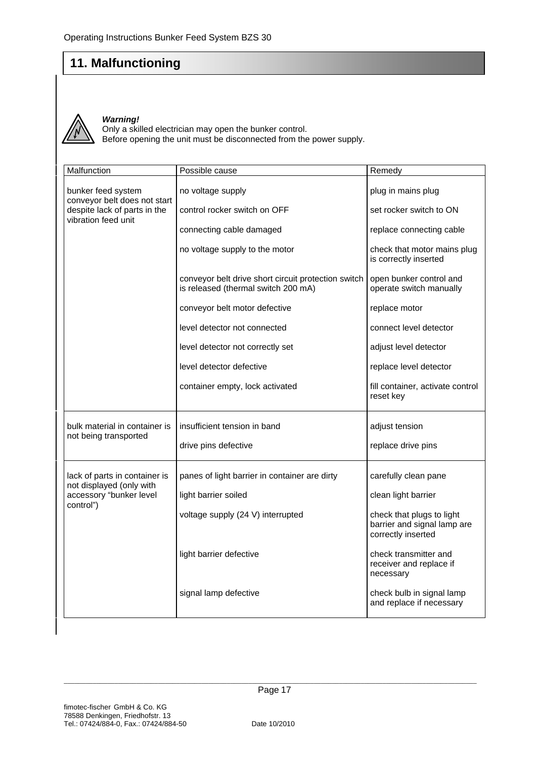# 11. Malfunctioning

***Warning!***
Only a skilled electrician may open the bunker control.
Before opening the unit must be disconnected from the power supply.

| Malfunction | Possible cause | Remedy |
|---|---|---|
| bunker feed system conveyor belt does not start despite lack of parts in the vibration feed unit | no voltage supply | plug in mains plug |
| | control rocker switch on OFF | set rocker switch to ON |
| | connecting cable damaged | replace connecting cable |
| | no voltage supply to the motor | check that motor mains plug is correctly inserted |
| | conveyor belt drive short circuit protection switch is released (thermal switch 200 mA) | open bunker control and operate switch manually |
| | conveyor belt motor defective | replace motor |
| | level detector not connected | connect level detector |
| | level detector not correctly set | adjust level detector |
| | level detector defective | replace level detector |
| | container empty, lock activated | fill container, activate control reset key |
| bulk material in container is not being transported | insufficient tension in band | adjust tension |
| | drive pins defective | replace drive pins |
| lack of parts in container is not displayed (only with accessory "bunker level control") | panes of light barrier in container are dirty | carefully clean pane |
| | light barrier soiled | clean light barrier |
| | voltage supply (24 V) interrupted | check that plugs to light barrier and signal lamp are correctly inserted |
| | light barrier defective | check transmitter and receiver and replace if necessary |
| | signal lamp defective | check bulb in signal lamp and replace if necessary |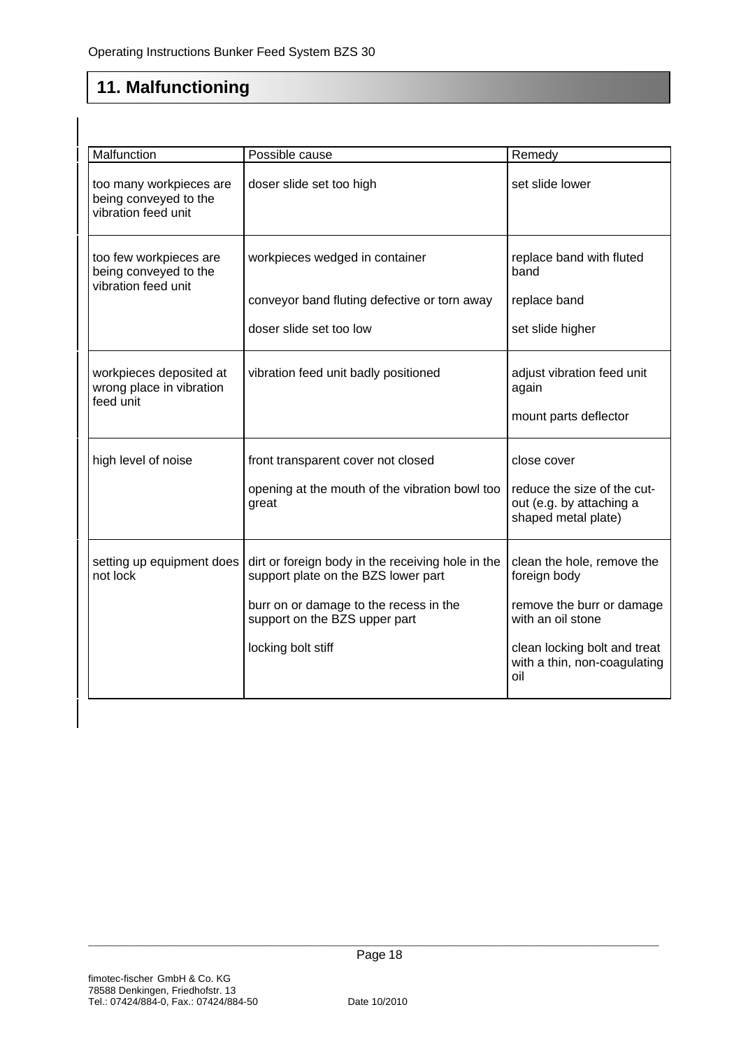## 11. Malfunctioning

| Malfunction | Possible cause | Remedy |
|---|---|---|
| too many workpieces are being conveyed to the vibration feed unit | doser slide set too high | set slide lower |
| too few workpieces are being conveyed to the vibration feed unit | workpieces wedged in container | replace band with fluted band |
| | conveyor band fluting defective or torn away | replace band |
| | doser slide set too low | set slide higher |
| workpieces deposited at wrong place in vibration feed unit | vibration feed unit badly positioned | adjust vibration feed unit again |
| | | mount parts deflector |
| high level of noise | front transparent cover not closed | close cover |
| | opening at the mouth of the vibration bowl too great | reduce the size of the cut-out (e.g. by attaching a shaped metal plate) |
| setting up equipment does not lock | dirt or foreign body in the receiving hole in the support plate on the BZS lower part | clean the hole, remove the foreign body |
| | burr on or damage to the recess in the support on the BZS upper part | remove the burr or damage with an oil stone |
| | locking bolt stiff | clean locking bolt and treat with a thin, non-coagulating oil |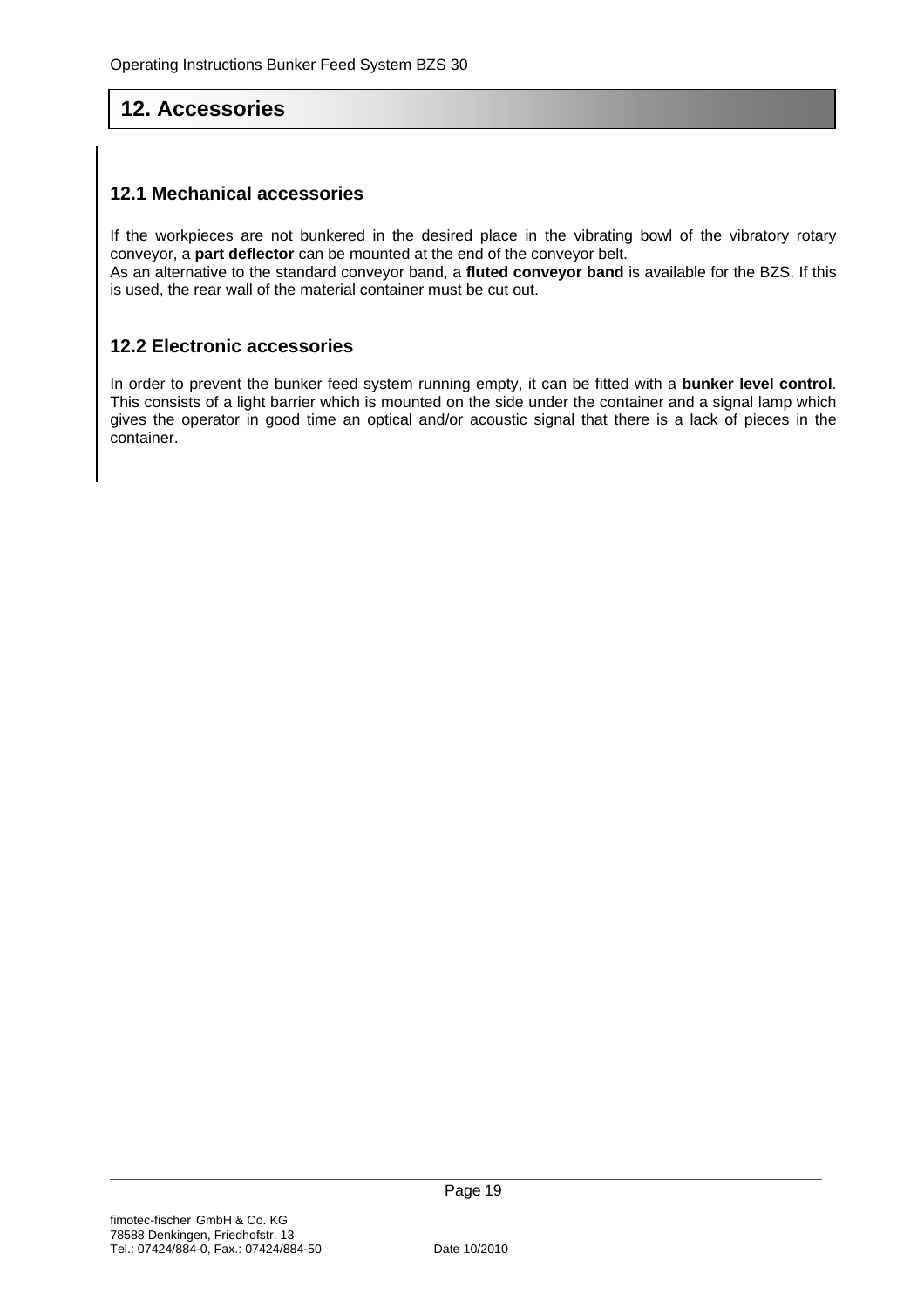## 12. Accessories

### 12.1 Mechanical accessories

If the workpieces are not bunkered in the desired place in the vibrating bowl of the vibratory rotary conveyor, a **part deflector** can be mounted at the end of the conveyor belt.
As an alternative to the standard conveyor band, a **fluted conveyor band** is available for the BZS. If this is used, the rear wall of the material container must be cut out.

### 12.2 Electronic accessories

In order to prevent the bunker feed system running empty, it can be fitted with a **bunker level control**. This consists of a light barrier which is mounted on the side under the container and a signal lamp which gives the operator in good time an optical and/or acoustic signal that there is a lack of pieces in the container.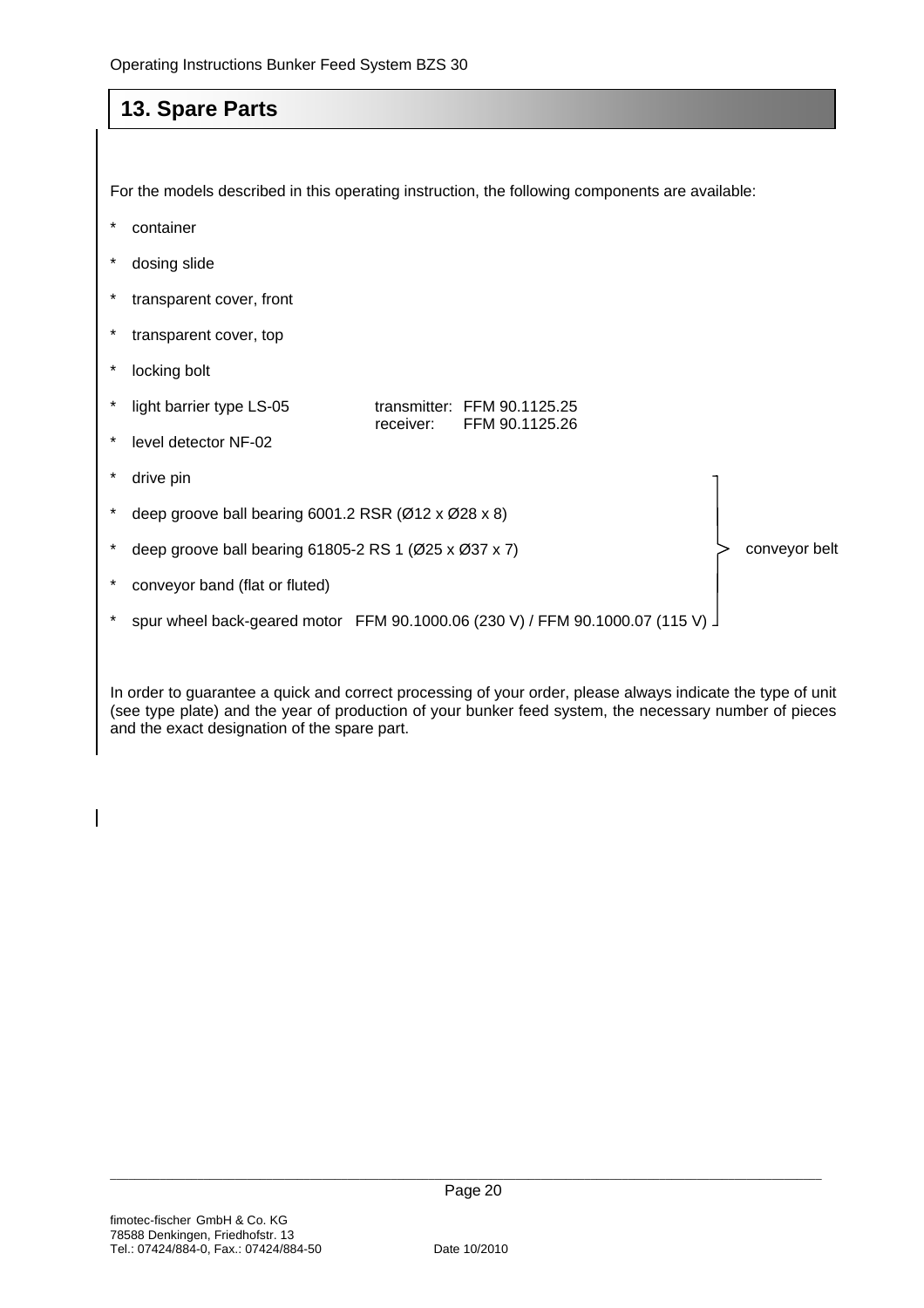## 13. Spare Parts

For the models described in this operating instruction, the following components are available:

* container
* dosing slide
* transparent cover, front
* transparent cover, top
* locking bolt
* light barrier type LS-05 transmitter: FFM 90.1125.25 receiver: FFM 90.1125.26
* level detector NF-02
* drive pin
* deep groove ball bearing 6001.2 RSR (Ø12 x Ø28 x 8)
* deep groove ball bearing 61805-2 RS 1 (Ø25 x Ø37 x 7)
* conveyor band (flat or fluted)
* spur wheel back-geared motor FFM 90.1000.06 (230 V) / FFM 90.1000.07 (115 V)

(drive pin, ball bearings, conveyor band and spur wheel back-geared motor: conveyor belt)

In order to guarantee a quick and correct processing of your order, please always indicate the type of unit (see type plate) and the year of production of your bunker feed system, the necessary number of pieces and the exact designation of the spare part.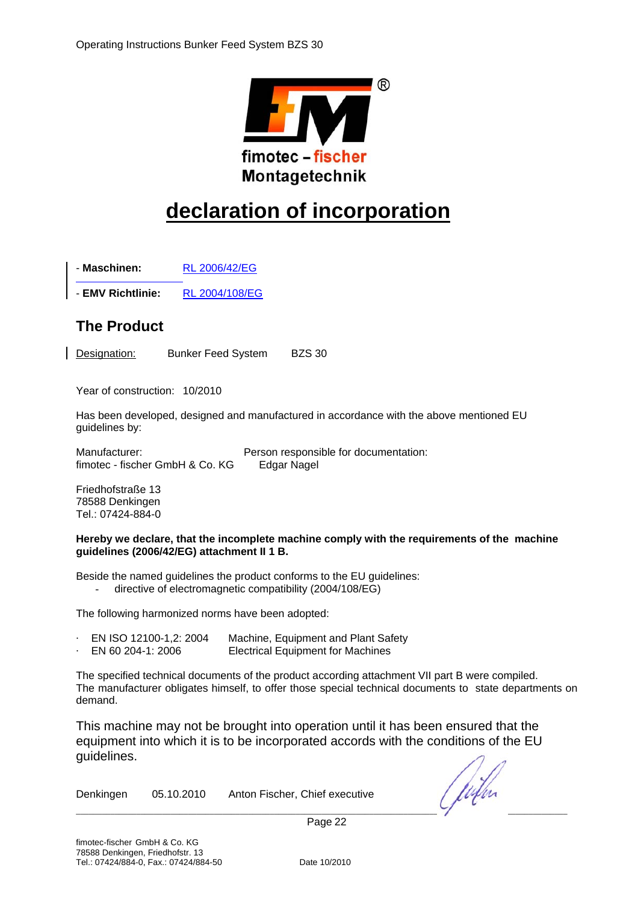fimotec – fischer
Montagetechnik

# declaration of incorporation

- **Maschinen:** RL 2006/42/EG
- **EMV Richtlinie:** RL 2004/108/EG

## The Product

Designation: Bunker Feed System BZS 30

Year of construction: 10/2010

Has been developed, designed and manufactured in accordance with the above mentioned EU guidelines by:

Manufacturer:
fimotec - fischer GmbH & Co. KG

Person responsible for documentation:
Edgar Nagel

Friedhofstraße 13
78588 Denkingen
Tel.: 07424-884-0

**Hereby we declare, that the incomplete machine comply with the requirements of the machine guidelines (2006/42/EG) attachment II 1 B.**

Beside the named guidelines the product conforms to the EU guidelines:

- directive of electromagnetic compatibility (2004/108/EG)

The following harmonized norms have been adopted:

- EN ISO 12100-1,2: 2004 Machine, Equipment and Plant Safety
- EN 60 204-1: 2006 Electrical Equipment for Machines

The specified technical documents of the product according attachment VII part B were compiled.
The manufacturer obligates himself, to offer those special technical documents to state departments on demand.

This machine may not be brought into operation until it has been ensured that the equipment into which it is to be incorporated accords with the conditions of the EU guidelines.

Denkingen 05.10.2010 Anton Fischer, Chief executive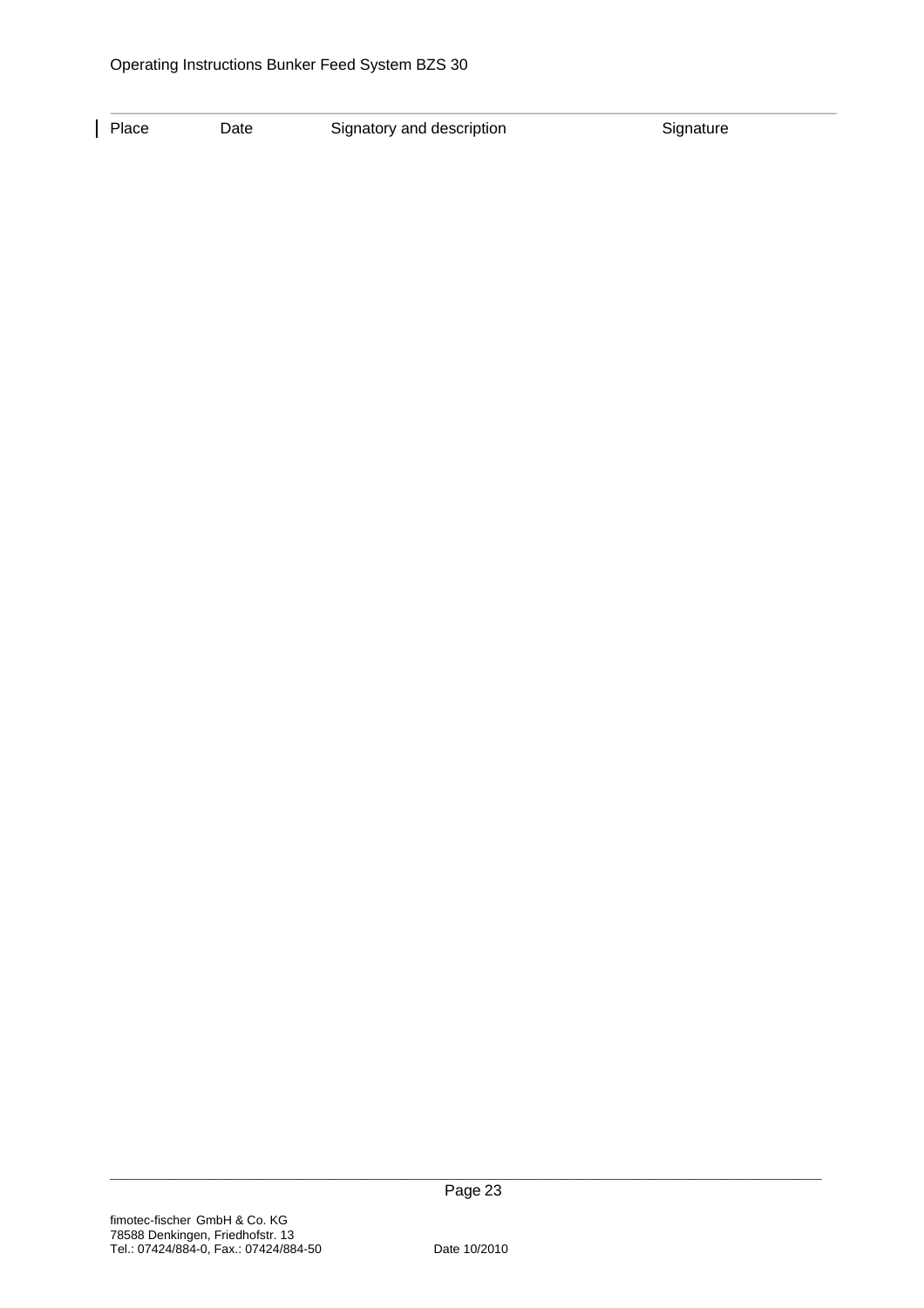| Place | Date | Signatory and description | Signature |
| --- | --- | --- | --- |